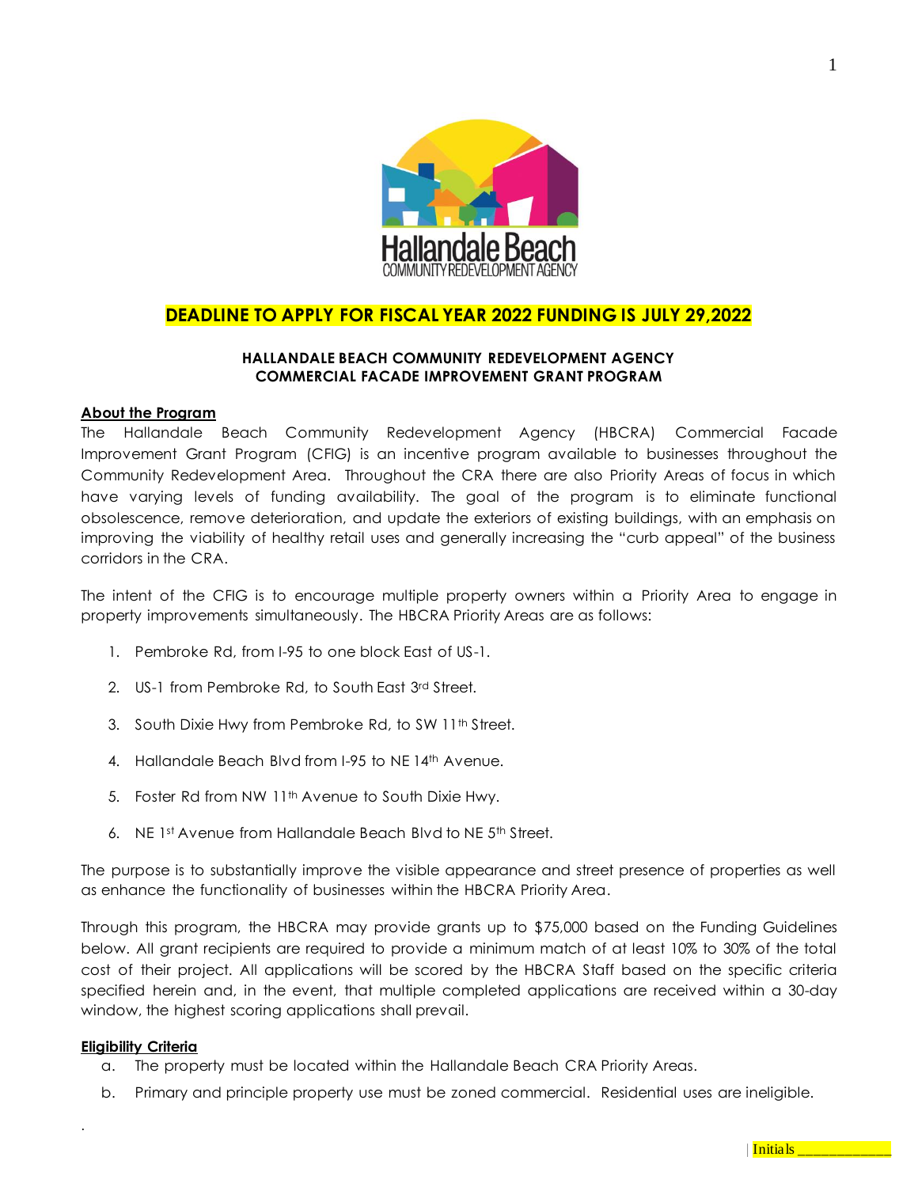**DEADLINE TO APPLY FOR FISCAL YEAR 2022 FUNDING IS JULY 29,2022**

**HALLANDALE BEACH COMMUNITY REDEVELOPMENT AGENCY**
**COMMERCIAL FACADE IMPROVEMENT GRANT PROGRAM**

## About the Program

The Hallandale Beach Community Redevelopment Agency (HBCRA) Commercial Facade Improvement Grant Program (CFIG) is an incentive program available to businesses throughout the Community Redevelopment Area. Throughout the CRA there are also Priority Areas of focus in which have varying levels of funding availability. The goal of the program is to eliminate functional obsolescence, remove deterioration, and update the exteriors of existing buildings, with an emphasis on improving the viability of healthy retail uses and generally increasing the "curb appeal" of the business corridors in the CRA.

The intent of the CFIG is to encourage multiple property owners within a Priority Area to engage in property improvements simultaneously. The HBCRA Priority Areas are as follows:

1. Pembroke Rd, from I-95 to one block East of US-1.
2. US-1 from Pembroke Rd, to South East 3rd Street.
3. South Dixie Hwy from Pembroke Rd, to SW 11th Street.
4. Hallandale Beach Blvd from I-95 to NE 14th Avenue.
5. Foster Rd from NW 11th Avenue to South Dixie Hwy.
6. NE 1st Avenue from Hallandale Beach Blvd to NE 5th Street.

The purpose is to substantially improve the visible appearance and street presence of properties as well as enhance the functionality of businesses within the HBCRA Priority Area.

Through this program, the HBCRA may provide grants up to $75,000 based on the Funding Guidelines below. All grant recipients are required to provide a minimum match of at least 10% to 30% of the total cost of their project. All applications will be scored by the HBCRA Staff based on the specific criteria specified herein and, in the event, that multiple completed applications are received within a 30-day window, the highest scoring applications shall prevail.

## Eligibility Criteria

a. The property must be located within the Hallandale Beach CRA Priority Areas.

b. Primary and principle property use must be zoned commercial. Residential uses are ineligible.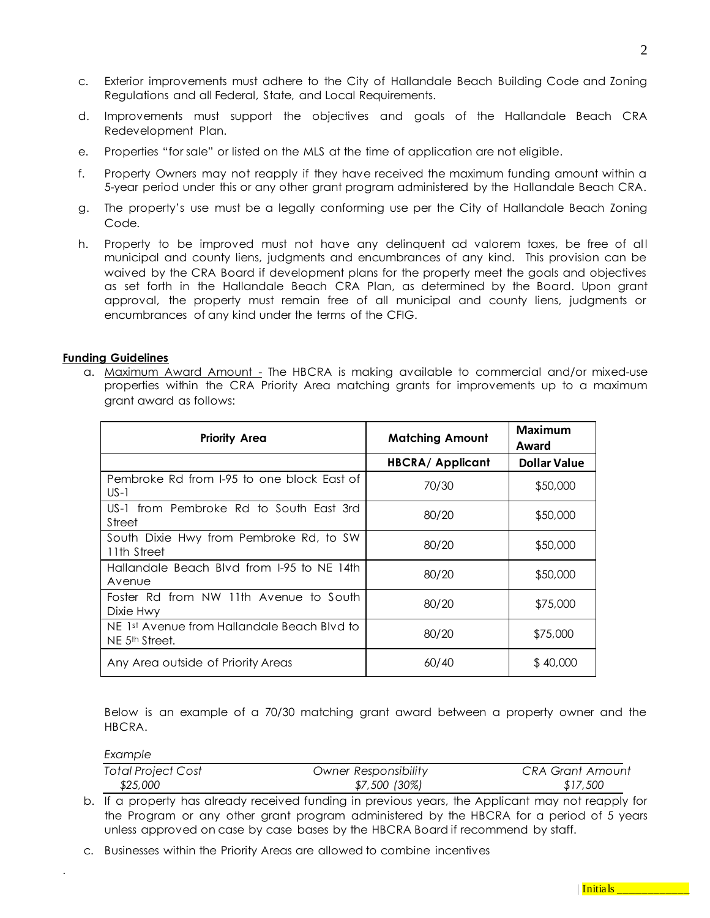c. Exterior improvements must adhere to the City of Hallandale Beach Building Code and Zoning Regulations and all Federal, State, and Local Requirements.

d. Improvements must support the objectives and goals of the Hallandale Beach CRA Redevelopment Plan.

e. Properties "for sale" or listed on the MLS at the time of application are not eligible.

f. Property Owners may not reapply if they have received the maximum funding amount within a 5-year period under this or any other grant program administered by the Hallandale Beach CRA.

g. The property's use must be a legally conforming use per the City of Hallandale Beach Zoning Code.

h. Property to be improved must not have any delinquent ad valorem taxes, be free of all municipal and county liens, judgments and encumbrances of any kind. This provision can be waived by the CRA Board if development plans for the property meet the goals and objectives as set forth in the Hallandale Beach CRA Plan, as determined by the Board. Upon grant approval, the property must remain free of all municipal and county liens, judgments or encumbrances of any kind under the terms of the CFIG.

**Funding Guidelines**

a. Maximum Award Amount - The HBCRA is making available to commercial and/or mixed-use properties within the CRA Priority Area matching grants for improvements up to a maximum grant award as follows:

| Priority Area | Matching Amount | Maximum Award |
|---|---|---|
| | HBCRA/ Applicant | Dollar Value |
| Pembroke Rd from I-95 to one block East of US-1 | 70/30 | $50,000 |
| US-1 from Pembroke Rd to South East 3rd Street | 80/20 | $50,000 |
| South Dixie Hwy from Pembroke Rd, to SW 11th Street | 80/20 | $50,000 |
| Hallandale Beach Blvd from I-95 to NE 14th Avenue | 80/20 | $50,000 |
| Foster Rd from NW 11th Avenue to South Dixie Hwy | 80/20 | $75,000 |
| NE 1st Avenue from Hallandale Beach Blvd to NE 5th Street. | 80/20 | $75,000 |
| Any Area outside of Priority Areas | 60/40 | $ 40,000 |

Below is an example of a 70/30 matching grant award between a property owner and the HBCRA.

*Example*

| *Total Project Cost* | *Owner Responsibility* | *CRA Grant Amount* |
|---|---|---|
| *$25,000* | *$7,500 (30%)* | *$17,500* |

b. If a property has already received funding in previous years, the Applicant may not reapply for the Program or any other grant program administered by the HBCRA for a period of 5 years unless approved on case by case bases by the HBCRA Board if recommend by staff.

c. Businesses within the Priority Areas are allowed to combine incentives

Initials ___________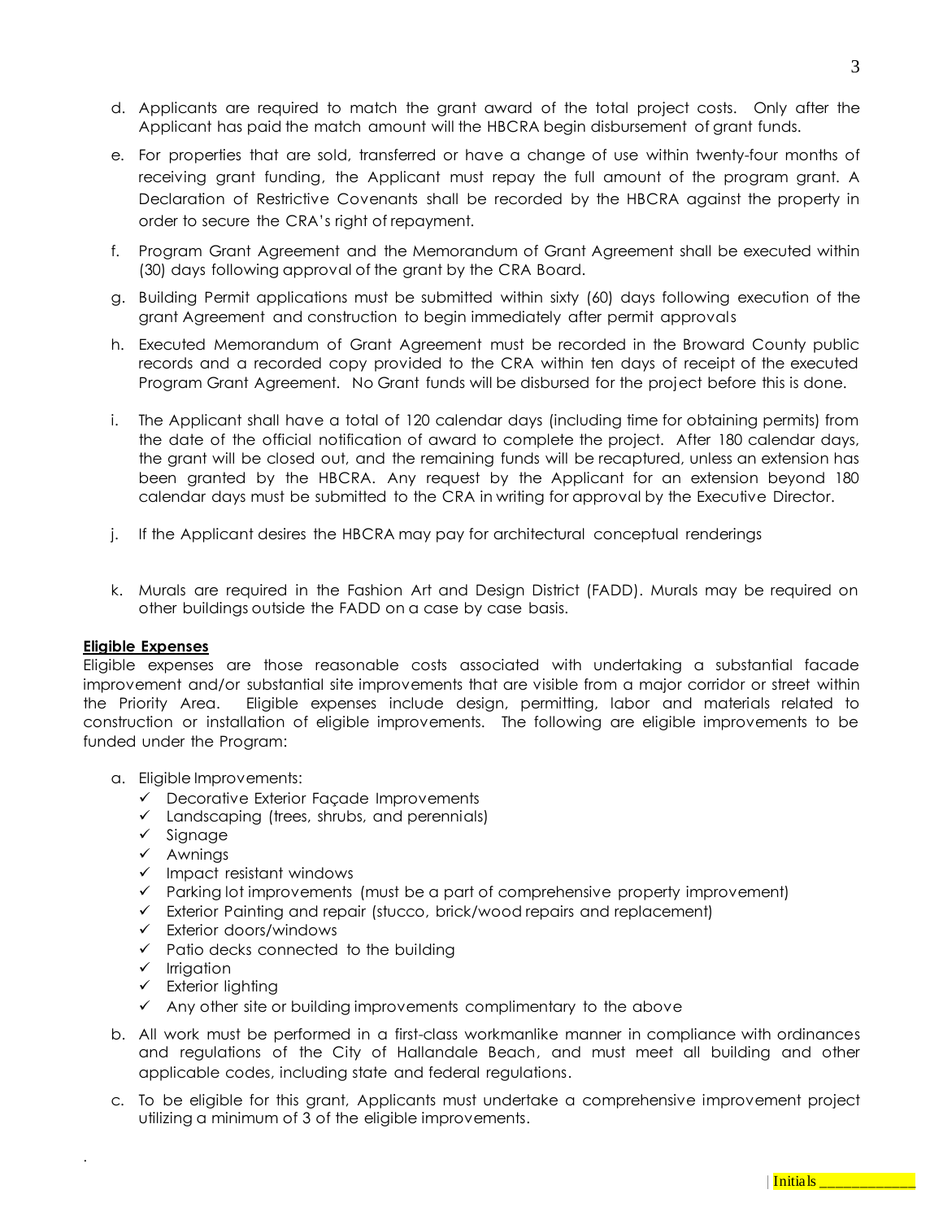d. Applicants are required to match the grant award of the total project costs. Only after the Applicant has paid the match amount will the HBCRA begin disbursement of grant funds.

e. For properties that are sold, transferred or have a change of use within twenty-four months of receiving grant funding, the Applicant must repay the full amount of the program grant. A Declaration of Restrictive Covenants shall be recorded by the HBCRA against the property in order to secure the CRA's right of repayment.

f. Program Grant Agreement and the Memorandum of Grant Agreement shall be executed within (30) days following approval of the grant by the CRA Board.

g. Building Permit applications must be submitted within sixty (60) days following execution of the grant Agreement and construction to begin immediately after permit approvals

h. Executed Memorandum of Grant Agreement must be recorded in the Broward County public records and a recorded copy provided to the CRA within ten days of receipt of the executed Program Grant Agreement. No Grant funds will be disbursed for the project before this is done.

i. The Applicant shall have a total of 120 calendar days (including time for obtaining permits) from the date of the official notification of award to complete the project. After 180 calendar days, the grant will be closed out, and the remaining funds will be recaptured, unless an extension has been granted by the HBCRA. Any request by the Applicant for an extension beyond 180 calendar days must be submitted to the CRA in writing for approval by the Executive Director.

j. If the Applicant desires the HBCRA may pay for architectural conceptual renderings

k. Murals are required in the Fashion Art and Design District (FADD). Murals may be required on other buildings outside the FADD on a case by case basis.

**Eligible Expenses**

Eligible expenses are those reasonable costs associated with undertaking a substantial facade improvement and/or substantial site improvements that are visible from a major corridor or street within the Priority Area. Eligible expenses include design, permitting, labor and materials related to construction or installation of eligible improvements. The following are eligible improvements to be funded under the Program:

a. Eligible Improvements:
   - ✓ Decorative Exterior Façade Improvements
   - ✓ Landscaping (trees, shrubs, and perennials)
   - ✓ Signage
   - ✓ Awnings
   - ✓ Impact resistant windows
   - ✓ Parking lot improvements (must be a part of comprehensive property improvement)
   - ✓ Exterior Painting and repair (stucco, brick/wood repairs and replacement)
   - ✓ Exterior doors/windows
   - ✓ Patio decks connected to the building
   - ✓ Irrigation
   - ✓ Exterior lighting
   - ✓ Any other site or building improvements complimentary to the above

b. All work must be performed in a first-class workmanlike manner in compliance with ordinances and regulations of the City of Hallandale Beach, and must meet all building and other applicable codes, including state and federal regulations.

c. To be eligible for this grant, Applicants must undertake a comprehensive improvement project utilizing a minimum of 3 of the eligible improvements.

Initials ____________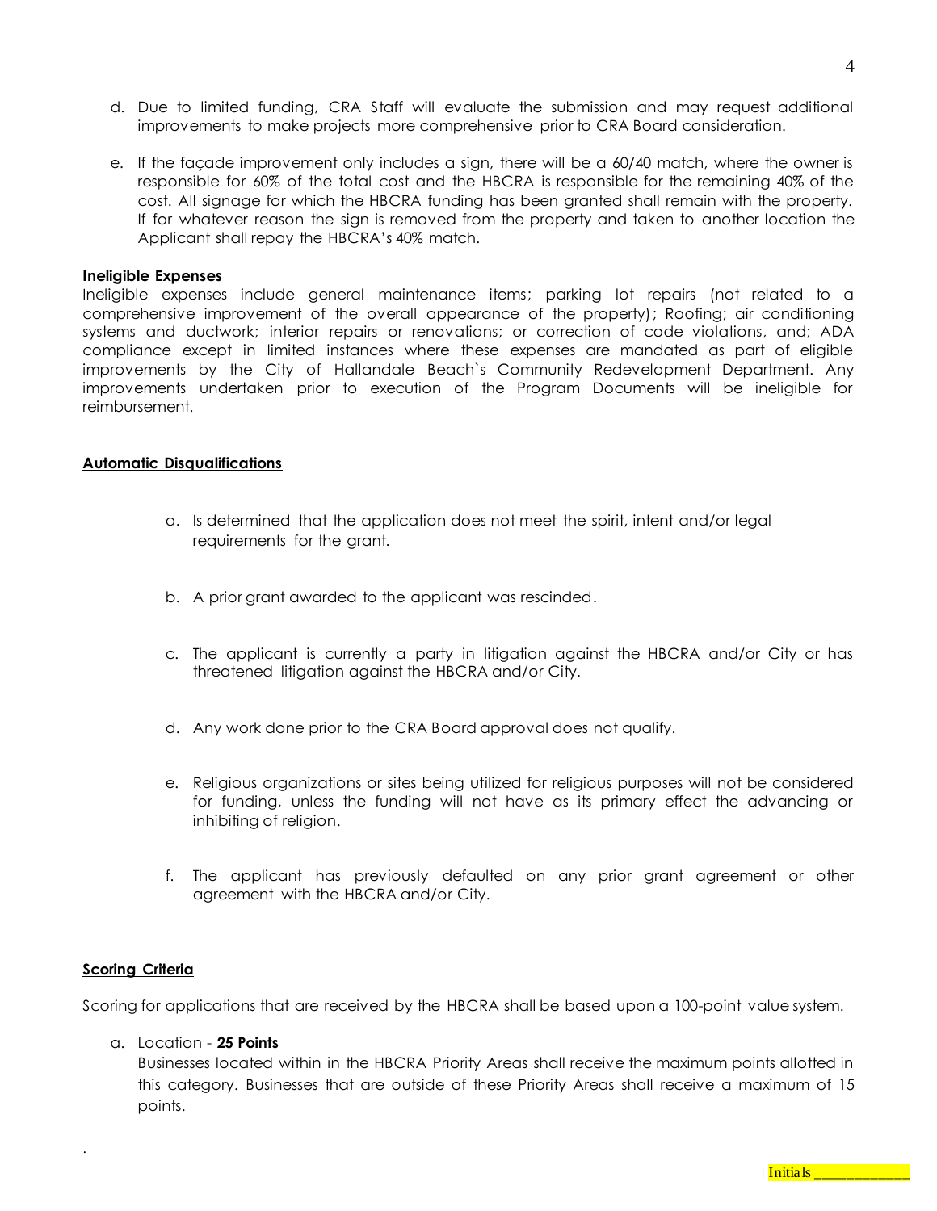d. Due to limited funding, CRA Staff will evaluate the submission and may request additional improvements to make projects more comprehensive prior to CRA Board consideration.

e. If the façade improvement only includes a sign, there will be a 60/40 match, where the owner is responsible for 60% of the total cost and the HBCRA is responsible for the remaining 40% of the cost. All signage for which the HBCRA funding has been granted shall remain with the property. If for whatever reason the sign is removed from the property and taken to another location the Applicant shall repay the HBCRA's 40% match.

**Ineligible Expenses**

Ineligible expenses include general maintenance items; parking lot repairs (not related to a comprehensive improvement of the overall appearance of the property); Roofing; air conditioning systems and ductwork; interior repairs or renovations; or correction of code violations, and; ADA compliance except in limited instances where these expenses are mandated as part of eligible improvements by the City of Hallandale Beach`s Community Redevelopment Department. Any improvements undertaken prior to execution of the Program Documents will be ineligible for reimbursement.

**Automatic Disqualifications**

a. Is determined that the application does not meet the spirit, intent and/or legal requirements for the grant.

b. A prior grant awarded to the applicant was rescinded.

c. The applicant is currently a party in litigation against the HBCRA and/or City or has threatened litigation against the HBCRA and/or City.

d. Any work done prior to the CRA Board approval does not qualify.

e. Religious organizations or sites being utilized for religious purposes will not be considered for funding, unless the funding will not have as its primary effect the advancing or inhibiting of religion.

f. The applicant has previously defaulted on any prior grant agreement or other agreement with the HBCRA and/or City.

**Scoring Criteria**

Scoring for applications that are received by the HBCRA shall be based upon a 100-point value system.

a. Location - **25 Points**
Businesses located within in the HBCRA Priority Areas shall receive the maximum points allotted in this category. Businesses that are outside of these Priority Areas shall receive a maximum of 15 points.

Initials ___________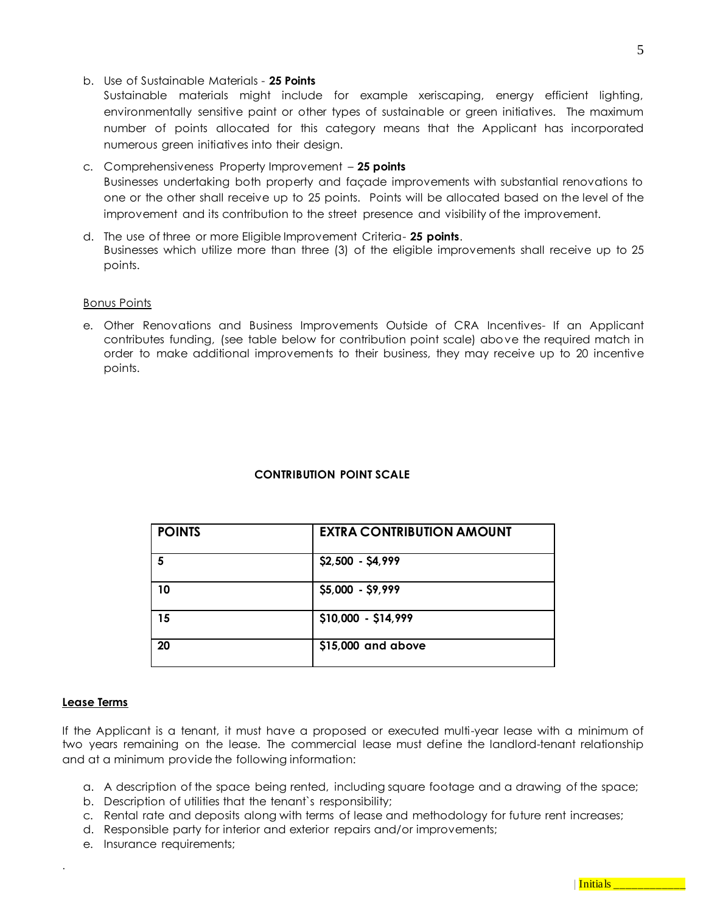b. Use of Sustainable Materials - **25 Points**
   Sustainable materials might include for example xeriscaping, energy efficient lighting, environmentally sensitive paint or other types of sustainable or green initiatives. The maximum number of points allocated for this category means that the Applicant has incorporated numerous green initiatives into their design.

c. Comprehensiveness Property Improvement – **25 points**
   Businesses undertaking both property and façade improvements with substantial renovations to one or the other shall receive up to 25 points. Points will be allocated based on the level of the improvement and its contribution to the street presence and visibility of the improvement.

d. The use of three or more Eligible Improvement Criteria- **25 points**.
   Businesses which utilize more than three (3) of the eligible improvements shall receive up to 25 points.

Bonus Points

e. Other Renovations and Business Improvements Outside of CRA Incentives- If an Applicant contributes funding, (see table below for contribution point scale) above the required match in order to make additional improvements to their business, they may receive up to 20 incentive points.

**CONTRIBUTION POINT SCALE**

| POINTS | EXTRA CONTRIBUTION AMOUNT |
|---|---|
| **5** | **$2,500 - $4,999** |
| **10** | **$5,000 - $9,999** |
| **15** | **$10,000 - $14,999** |
| **20** | **$15,000 and above** |

**Lease Terms**

If the Applicant is a tenant, it must have a proposed or executed multi-year lease with a minimum of two years remaining on the lease. The commercial lease must define the landlord-tenant relationship and at a minimum provide the following information:

a. A description of the space being rented, including square footage and a drawing of the space;
b. Description of utilities that the tenant`s responsibility;
c. Rental rate and deposits along with terms of lease and methodology for future rent increases;
d. Responsible party for interior and exterior repairs and/or improvements;
e. Insurance requirements;

Initials ____________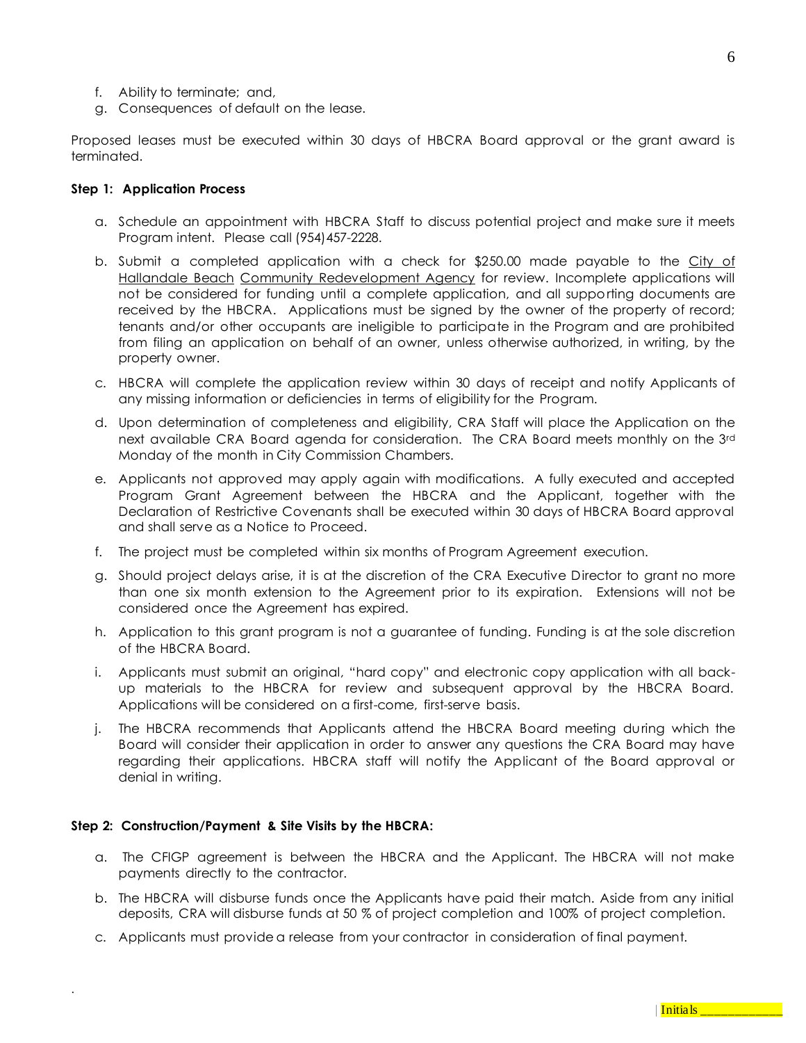f. Ability to terminate; and,
g. Consequences of default on the lease.

Proposed leases must be executed within 30 days of HBCRA Board approval or the grant award is terminated.

**Step 1: Application Process**

a. Schedule an appointment with HBCRA Staff to discuss potential project and make sure it meets Program intent. Please call (954) 457-2228.

b. Submit a completed application with a check for $250.00 made payable to the City of Hallandale Beach Community Redevelopment Agency for review. Incomplete applications will not be considered for funding until a complete application, and all supporting documents are received by the HBCRA. Applications must be signed by the owner of the property of record; tenants and/or other occupants are ineligible to participate in the Program and are prohibited from filing an application on behalf of an owner, unless otherwise authorized, in writing, by the property owner.

c. HBCRA will complete the application review within 30 days of receipt and notify Applicants of any missing information or deficiencies in terms of eligibility for the Program.

d. Upon determination of completeness and eligibility, CRA Staff will place the Application on the next available CRA Board agenda for consideration. The CRA Board meets monthly on the 3rd Monday of the month in City Commission Chambers.

e. Applicants not approved may apply again with modifications. A fully executed and accepted Program Grant Agreement between the HBCRA and the Applicant, together with the Declaration of Restrictive Covenants shall be executed within 30 days of HBCRA Board approval and shall serve as a Notice to Proceed.

f. The project must be completed within six months of Program Agreement execution.

g. Should project delays arise, it is at the discretion of the CRA Executive Director to grant no more than one six month extension to the Agreement prior to its expiration. Extensions will not be considered once the Agreement has expired.

h. Application to this grant program is not a guarantee of funding. Funding is at the sole discretion of the HBCRA Board.

i. Applicants must submit an original, "hard copy" and electronic copy application with all back-up materials to the HBCRA for review and subsequent approval by the HBCRA Board. Applications will be considered on a first-come, first-serve basis.

j. The HBCRA recommends that Applicants attend the HBCRA Board meeting during which the Board will consider their application in order to answer any questions the CRA Board may have regarding their applications. HBCRA staff will notify the Applicant of the Board approval or denial in writing.

**Step 2: Construction/Payment & Site Visits by the HBCRA:**

a. The CFIGP agreement is between the HBCRA and the Applicant. The HBCRA will not make payments directly to the contractor.

b. The HBCRA will disburse funds once the Applicants have paid their match. Aside from any initial deposits, CRA will disburse funds at 50 % of project completion and 100% of project completion.

c. Applicants must provide a release from your contractor in consideration of final payment.

Initials ____________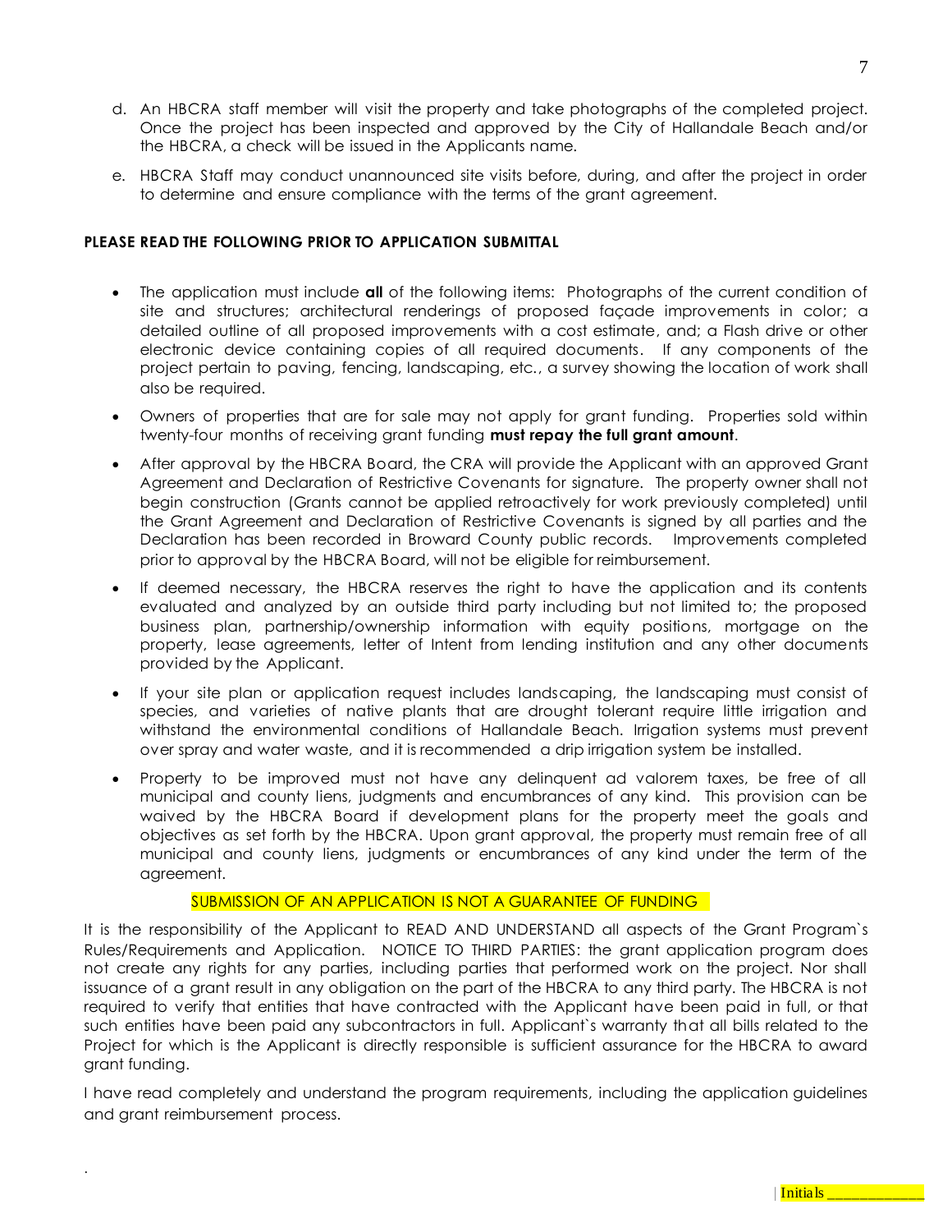d. An HBCRA staff member will visit the property and take photographs of the completed project. Once the project has been inspected and approved by the City of Hallandale Beach and/or the HBCRA, a check will be issued in the Applicants name.

e. HBCRA Staff may conduct unannounced site visits before, during, and after the project in order to determine and ensure compliance with the terms of the grant agreement.

**PLEASE READ THE FOLLOWING PRIOR TO APPLICATION SUBMITTAL**

- The application must include **all** of the following items: Photographs of the current condition of site and structures; architectural renderings of proposed façade improvements in color; a detailed outline of all proposed improvements with a cost estimate, and; a Flash drive or other electronic device containing copies of all required documents. If any components of the project pertain to paving, fencing, landscaping, etc., a survey showing the location of work shall also be required.
- Owners of properties that are for sale may not apply for grant funding. Properties sold within twenty-four months of receiving grant funding **must repay the full grant amount**.
- After approval by the HBCRA Board, the CRA will provide the Applicant with an approved Grant Agreement and Declaration of Restrictive Covenants for signature. The property owner shall not begin construction (Grants cannot be applied retroactively for work previously completed) until the Grant Agreement and Declaration of Restrictive Covenants is signed by all parties and the Declaration has been recorded in Broward County public records. Improvements completed prior to approval by the HBCRA Board, will not be eligible for reimbursement.
- If deemed necessary, the HBCRA reserves the right to have the application and its contents evaluated and analyzed by an outside third party including but not limited to; the proposed business plan, partnership/ownership information with equity positions, mortgage on the property, lease agreements, letter of Intent from lending institution and any other documents provided by the Applicant.
- If your site plan or application request includes landscaping, the landscaping must consist of species, and varieties of native plants that are drought tolerant require little irrigation and withstand the environmental conditions of Hallandale Beach. Irrigation systems must prevent over spray and water waste, and it is recommended a drip irrigation system be installed.
- Property to be improved must not have any delinquent ad valorem taxes, be free of all municipal and county liens, judgments and encumbrances of any kind. This provision can be waived by the HBCRA Board if development plans for the property meet the goals and objectives as set forth by the HBCRA. Upon grant approval, the property must remain free of all municipal and county liens, judgments or encumbrances of any kind under the term of the agreement.

SUBMISSION OF AN APPLICATION IS NOT A GUARANTEE OF FUNDING

It is the responsibility of the Applicant to READ AND UNDERSTAND all aspects of the Grant Program`s Rules/Requirements and Application. NOTICE TO THIRD PARTIES: the grant application program does not create any rights for any parties, including parties that performed work on the project. Nor shall issuance of a grant result in any obligation on the part of the HBCRA to any third party. The HBCRA is not required to verify that entities that have contracted with the Applicant have been paid in full, or that such entities have been paid any subcontractors in full. Applicant`s warranty that all bills related to the Project for which is the Applicant is directly responsible is sufficient assurance for the HBCRA to award grant funding.

I have read completely and understand the program requirements, including the application guidelines and grant reimbursement process.

Initials ____________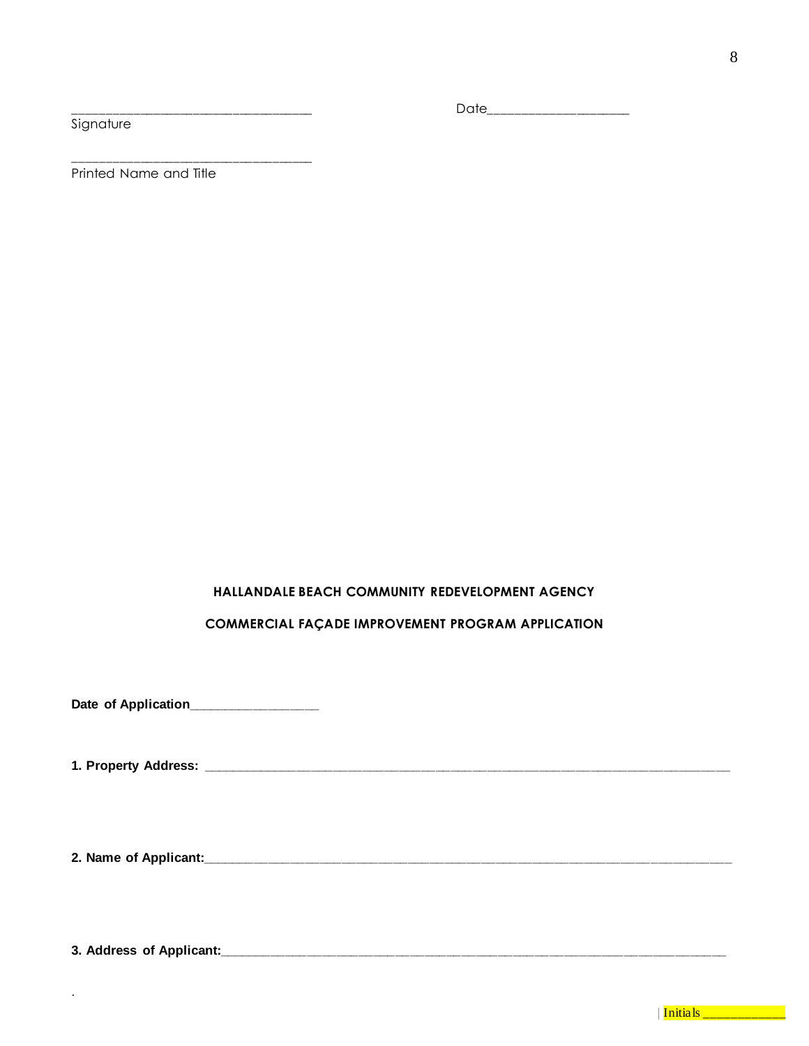_________________________________ Date___________________

Signature

_________________________________

Printed Name and Title

**HALLANDALE BEACH COMMUNITY REDEVELOPMENT AGENCY**

**COMMERCIAL FAÇADE IMPROVEMENT PROGRAM APPLICATION**

**Date of Application**_________________

**1. Property Address:** ______________________________________________________________________

**2. Name of Applicant:**______________________________________________________________________

**3. Address of Applicant:**____________________________________________________________________

.

Initials ___________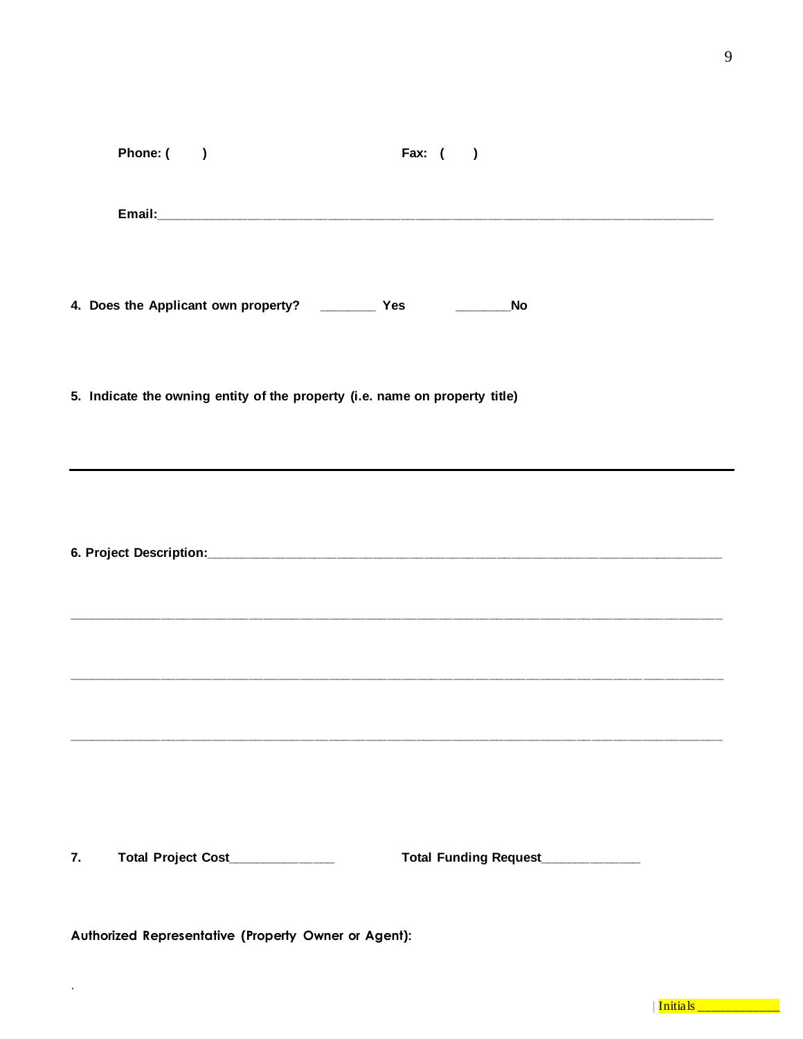**Phone: (       )**                                        **Fax:  (       )**

**Email:**___________________________________________________________________________

**4. Does the Applicant own property?** ________ **Yes**          ________**No**

**5. Indicate the owning entity of the property (i.e. name on property title)**

---

**6. Project Description:**_____________________________________________________________________

_______________________________________________________________________________________

_______________________________________________________________________________________

_______________________________________________________________________________________

**7.** **Total Project Cost**______________          **Total Funding Request**_____________

**Authorized Representative (Property Owner or Agent):**

.

Initials ___________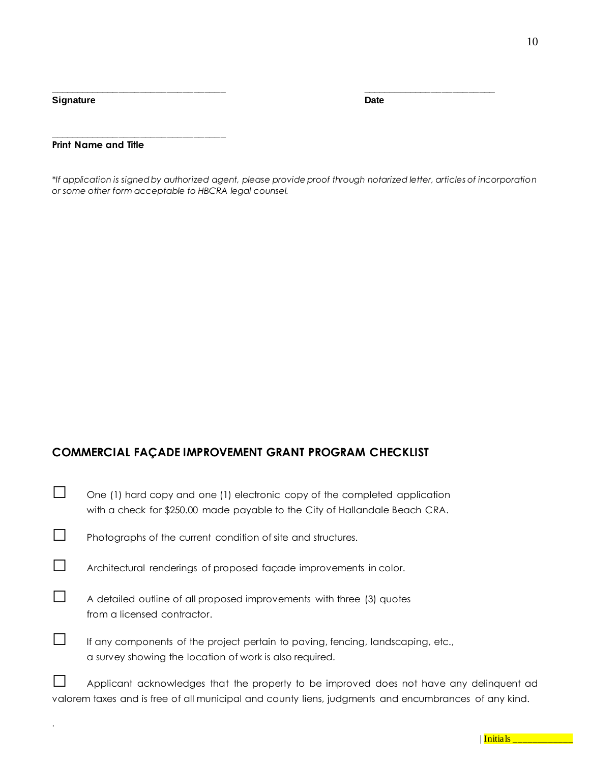\_\_\_\_\_\_\_\_\_\_\_\_\_\_\_\_\_\_\_\_\_\_\_\_\_\_\_\_\_\_\_\_\_\_\_\_ \_\_\_\_\_\_\_\_\_\_\_\_\_\_\_\_\_\_\_\_\_\_\_\_\_\_\_

**Signature** **Date**

\_\_\_\_\_\_\_\_\_\_\_\_\_\_\_\_\_\_\_\_\_\_\_\_\_\_\_\_\_\_\_\_\_\_\_\_

**Print Name and Title**

*\*If application is signed by authorized agent, please provide proof through notarized letter, articles of incorporation or some other form acceptable to HBCRA legal counsel.*

## COMMERCIAL FAÇADE IMPROVEMENT GRANT PROGRAM CHECKLIST

- ☐ One (1) hard copy and one (1) electronic copy of the completed application with a check for $250.00 made payable to the City of Hallandale Beach CRA.
- ☐ Photographs of the current condition of site and structures.
- ☐ Architectural renderings of proposed façade improvements in color.
- ☐ A detailed outline of all proposed improvements with three (3) quotes from a licensed contractor.
- ☐ If any components of the project pertain to paving, fencing, landscaping, etc., a survey showing the location of work is also required.
- ☐ Applicant acknowledges that the property to be improved does not have any delinquent ad valorem taxes and is free of all municipal and county liens, judgments and encumbrances of any kind.

.

Initials \_\_\_\_\_\_\_\_\_\_\_\_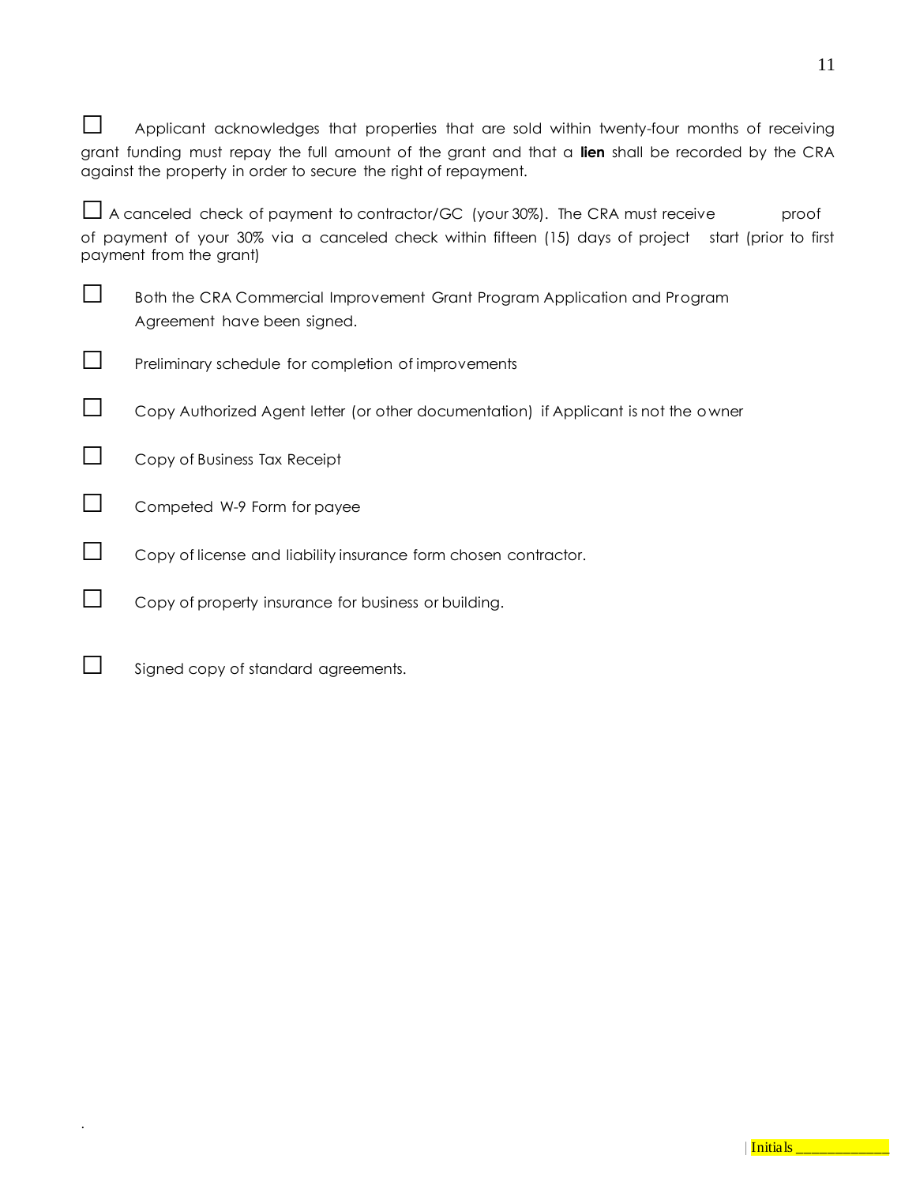☐ Applicant acknowledges that properties that are sold within twenty-four months of receiving grant funding must repay the full amount of the grant and that a **lien** shall be recorded by the CRA against the property in order to secure the right of repayment.

☐ A canceled check of payment to contractor/GC (your 30%). The CRA must receive proof of payment of your 30% via a canceled check within fifteen (15) days of project start (prior to first payment from the grant)

☐ Both the CRA Commercial Improvement Grant Program Application and Program Agreement have been signed.

☐ Preliminary schedule for completion of improvements

☐ Copy Authorized Agent letter (or other documentation) if Applicant is not the owner

☐ Copy of Business Tax Receipt

☐ Competed W-9 Form for payee

☐ Copy of license and liability insurance form chosen contractor.

☐ Copy of property insurance for business or building.

☐ Signed copy of standard agreements.

Initials ___________